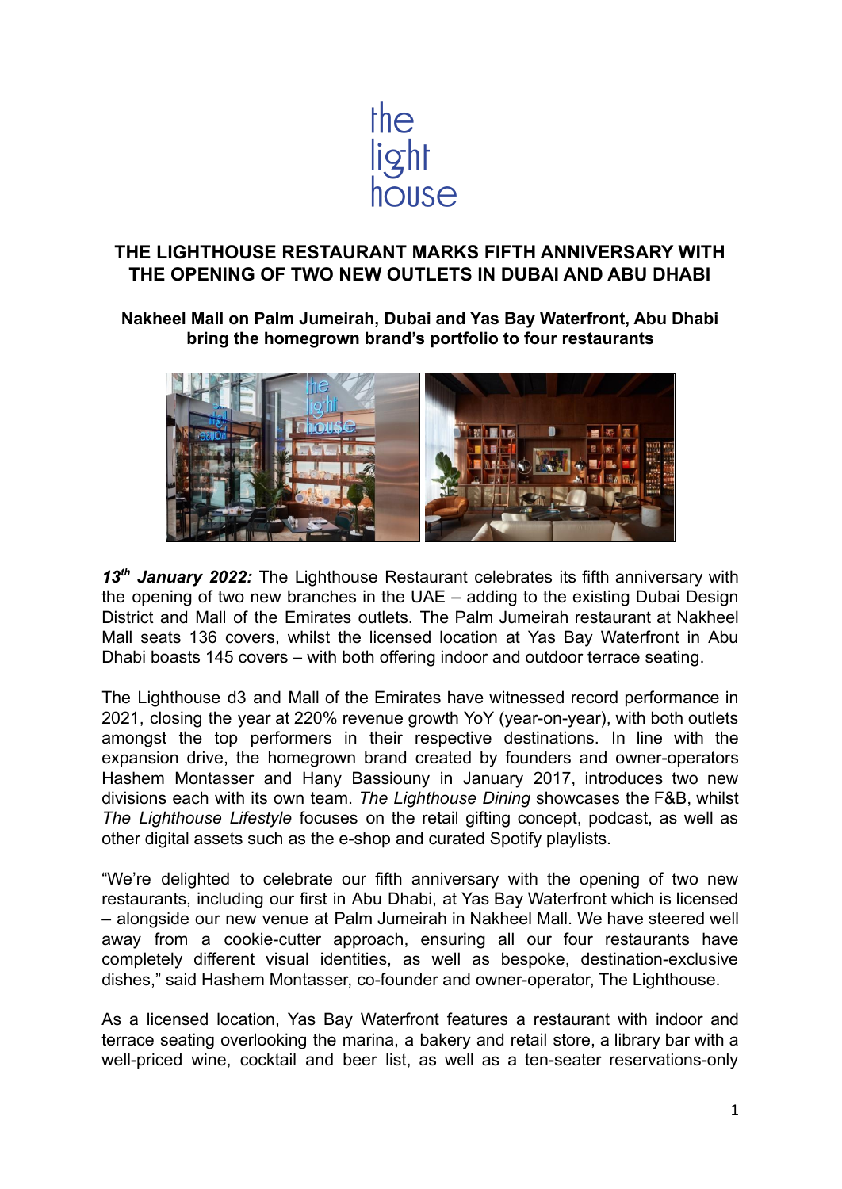# THE LIGHTHOUSE RESTAURANT MARKS FIFTH ANNIVERSARY WITH THE OPENING OF TWO NEW OUTLETS IN DUBAI AND ABU DHABI

**Nakheel Mall on Palm Jumeirah, Dubai and Yas Bay Waterfront, Abu Dhabi bring the homegrown brand's portfolio to four restaurants**

***13th January 2022:*** The Lighthouse Restaurant celebrates its fifth anniversary with the opening of two new branches in the UAE – adding to the existing Dubai Design District and Mall of the Emirates outlets. The Palm Jumeirah restaurant at Nakheel Mall seats 136 covers, whilst the licensed location at Yas Bay Waterfront in Abu Dhabi boasts 145 covers – with both offering indoor and outdoor terrace seating.

The Lighthouse d3 and Mall of the Emirates have witnessed record performance in 2021, closing the year at 220% revenue growth YoY (year-on-year), with both outlets amongst the top performers in their respective destinations. In line with the expansion drive, the homegrown brand created by founders and owner-operators Hashem Montasser and Hany Bassiouny in January 2017, introduces two new divisions each with its own team. *The Lighthouse Dining* showcases the F&B, whilst *The Lighthouse Lifestyle* focuses on the retail gifting concept, podcast, as well as other digital assets such as the e-shop and curated Spotify playlists.

"We're delighted to celebrate our fifth anniversary with the opening of two new restaurants, including our first in Abu Dhabi, at Yas Bay Waterfront which is licensed – alongside our new venue at Palm Jumeirah in Nakheel Mall. We have steered well away from a cookie-cutter approach, ensuring all our four restaurants have completely different visual identities, as well as bespoke, destination-exclusive dishes," said Hashem Montasser, co-founder and owner-operator, The Lighthouse.

As a licensed location, Yas Bay Waterfront features a restaurant with indoor and terrace seating overlooking the marina, a bakery and retail store, a library bar with a well-priced wine, cocktail and beer list, as well as a ten-seater reservations-only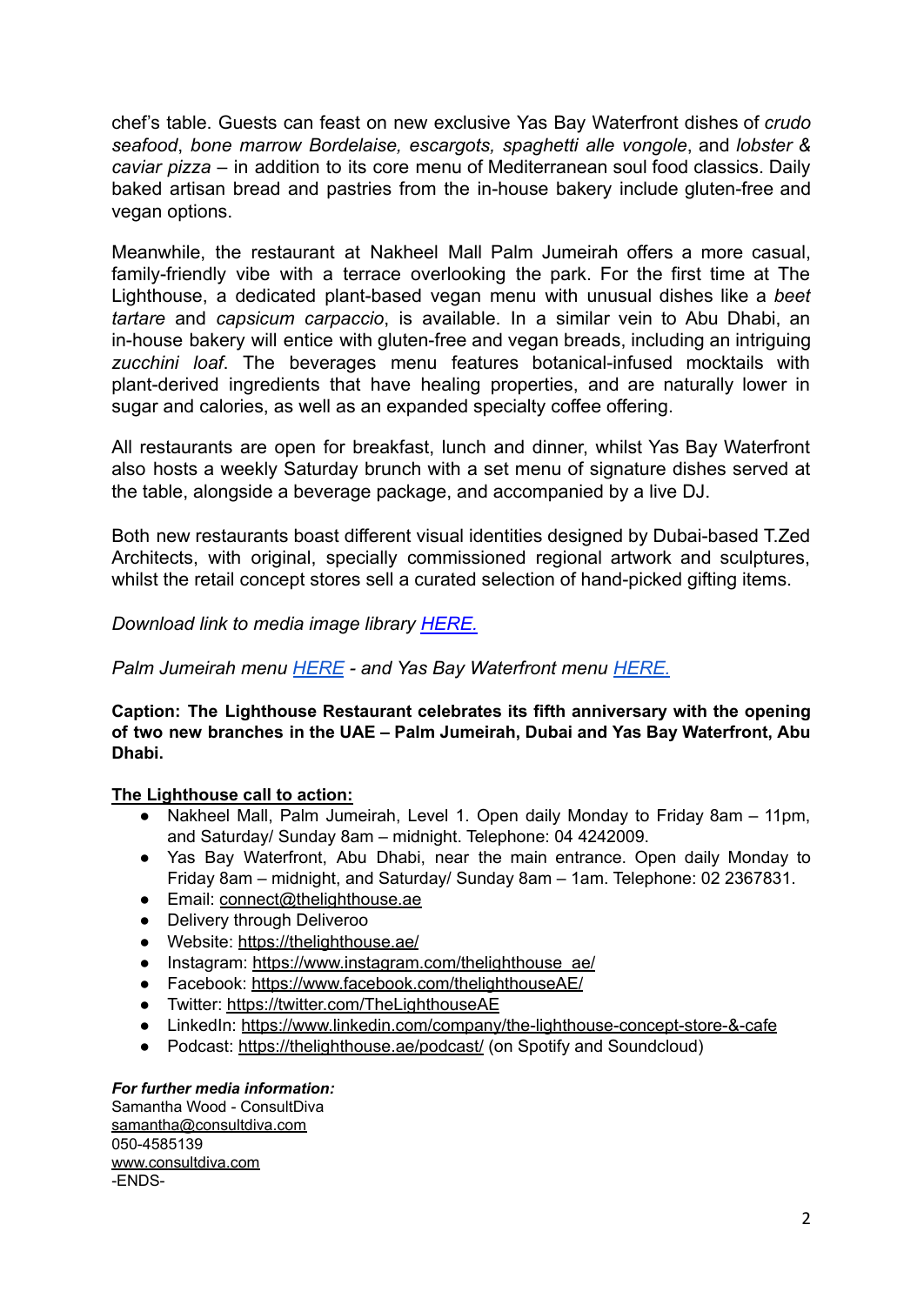chef's table. Guests can feast on new exclusive Yas Bay Waterfront dishes of *crudo seafood*, *bone marrow Bordelaise, escargots, spaghetti alle vongole*, and *lobster & caviar pizza* – in addition to its core menu of Mediterranean soul food classics. Daily baked artisan bread and pastries from the in-house bakery include gluten-free and vegan options.

Meanwhile, the restaurant at Nakheel Mall Palm Jumeirah offers a more casual, family-friendly vibe with a terrace overlooking the park. For the first time at The Lighthouse, a dedicated plant-based vegan menu with unusual dishes like a *beet tartare* and *capsicum carpaccio*, is available. In a similar vein to Abu Dhabi, an in-house bakery will entice with gluten-free and vegan breads, including an intriguing *zucchini loaf*. The beverages menu features botanical-infused mocktails with plant-derived ingredients that have healing properties, and are naturally lower in sugar and calories, as well as an expanded specialty coffee offering.

All restaurants are open for breakfast, lunch and dinner, whilst Yas Bay Waterfront also hosts a weekly Saturday brunch with a set menu of signature dishes served at the table, alongside a beverage package, and accompanied by a live DJ.

Both new restaurants boast different visual identities designed by Dubai-based T.Zed Architects, with original, specially commissioned regional artwork and sculptures, whilst the retail concept stores sell a curated selection of hand-picked gifting items.

*Download link to media image library HERE.*

*Palm Jumeirah menu HERE - and Yas Bay Waterfront menu HERE.*

**Caption: The Lighthouse Restaurant celebrates its fifth anniversary with the opening of two new branches in the UAE – Palm Jumeirah, Dubai and Yas Bay Waterfront, Abu Dhabi.**

**The Lighthouse call to action:**

- Nakheel Mall, Palm Jumeirah, Level 1. Open daily Monday to Friday 8am – 11pm, and Saturday/ Sunday 8am – midnight. Telephone: 04 4242009.
- Yas Bay Waterfront, Abu Dhabi, near the main entrance. Open daily Monday to Friday 8am – midnight, and Saturday/ Sunday 8am – 1am. Telephone: 02 2367831.
- Email: connect@thelighthouse.ae
- Delivery through Deliveroo
- Website: https://thelighthouse.ae/
- Instagram: https://www.instagram.com/thelighthouse_ae/
- Facebook: https://www.facebook.com/thelighthouseAE/
- Twitter: https://twitter.com/TheLighthouseAE
- LinkedIn: https://www.linkedin.com/company/the-lighthouse-concept-store-&-cafe
- Podcast: https://thelighthouse.ae/podcast/ (on Spotify and Soundcloud)

***For further media information:***
Samantha Wood - ConsultDiva
samantha@consultdiva.com
050-4585139
www.consultdiva.com
-ENDS-